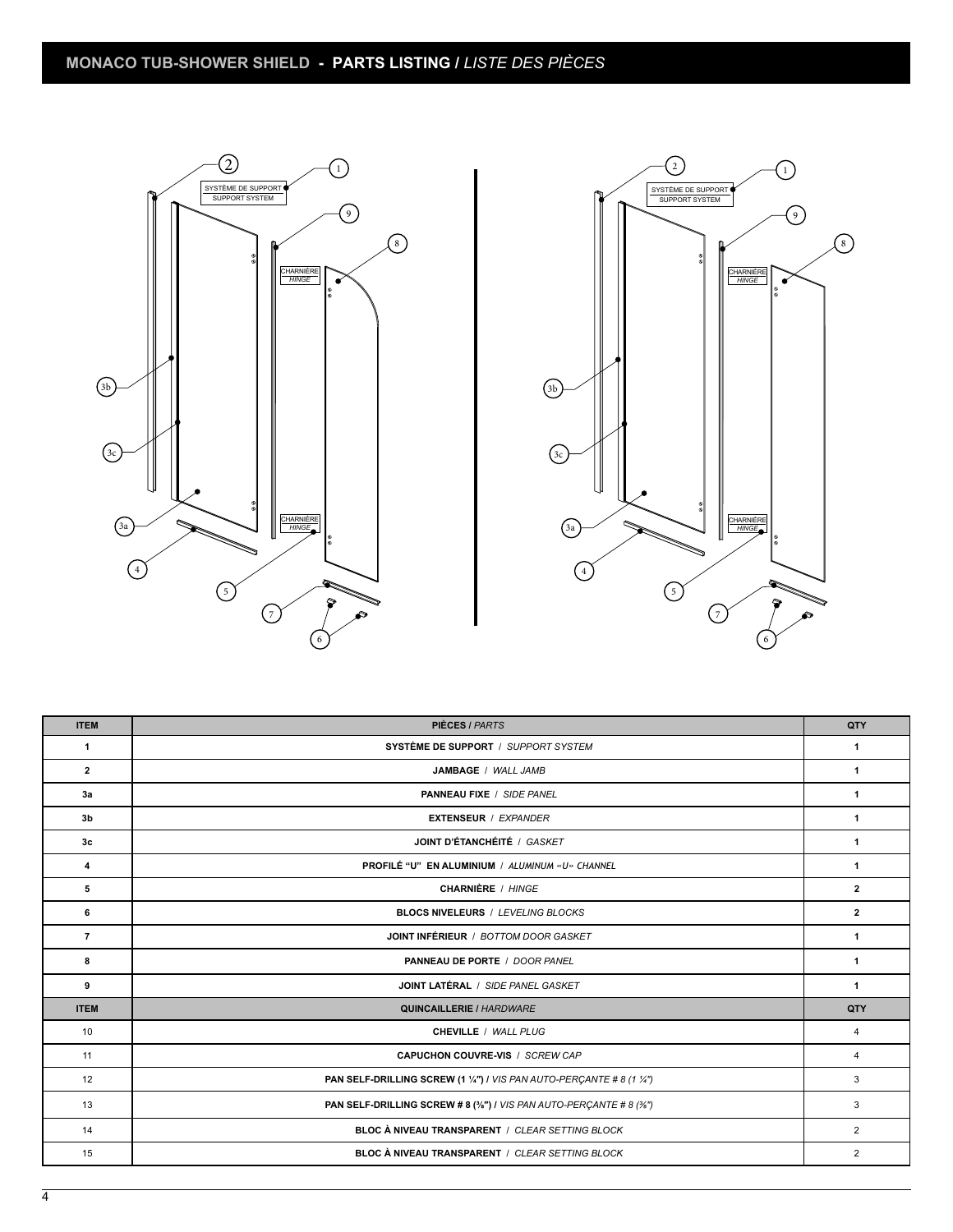# MONACO TUB-SHOWER SHIELD - PARTS LISTING / *LISTE DES PIÈCES*

| ITEM | PIÈCES / *PARTS* | QTY |
|---|---|---|
| 1 | SYSTÈME DE SUPPORT / *SUPPORT SYSTEM* | 1 |
| 2 | JAMBAGE / *WALL JAMB* | 1 |
| 3a | PANNEAU FIXE / *SIDE PANEL* | 1 |
| 3b | EXTENSEUR / *EXPANDER* | 1 |
| 3c | JOINT D'ÉTANCHÉITÉ / *GASKET* | 1 |
| 4 | PROFILÉ "U" EN ALUMINIUM / *ALUMINUM «U» CHANNEL* | 1 |
| 5 | CHARNIÈRE / *HINGE* | 2 |
| 6 | BLOCS NIVELEURS / *LEVELING BLOCKS* | 2 |
| 7 | JOINT INFÉRIEUR / *BOTTOM DOOR GASKET* | 1 |
| 8 | PANNEAU DE PORTE / *DOOR PANEL* | 1 |
| 9 | JOINT LATÉRAL / *SIDE PANEL GASKET* | 1 |
| **ITEM** | **QUINCAILLERIE / *HARDWARE*** | **QTY** |
| 10 | CHEVILLE / *WALL PLUG* | 4 |
| 11 | CAPUCHON COUVRE-VIS / *SCREW CAP* | 4 |
| 12 | PAN SELF-DRILLING SCREW (1 ¼") / *VIS PAN AUTO-PERÇANTE # 8 (1 ¼")* | 3 |
| 13 | PAN SELF-DRILLING SCREW # 8 (⅜") / *VIS PAN AUTO-PERÇANTE # 8 (⅜")* | 3 |
| 14 | BLOC À NIVEAU TRANSPARENT / *CLEAR SETTING BLOCK* | 2 |
| 15 | BLOC À NIVEAU TRANSPARENT / *CLEAR SETTING BLOCK* | 2 |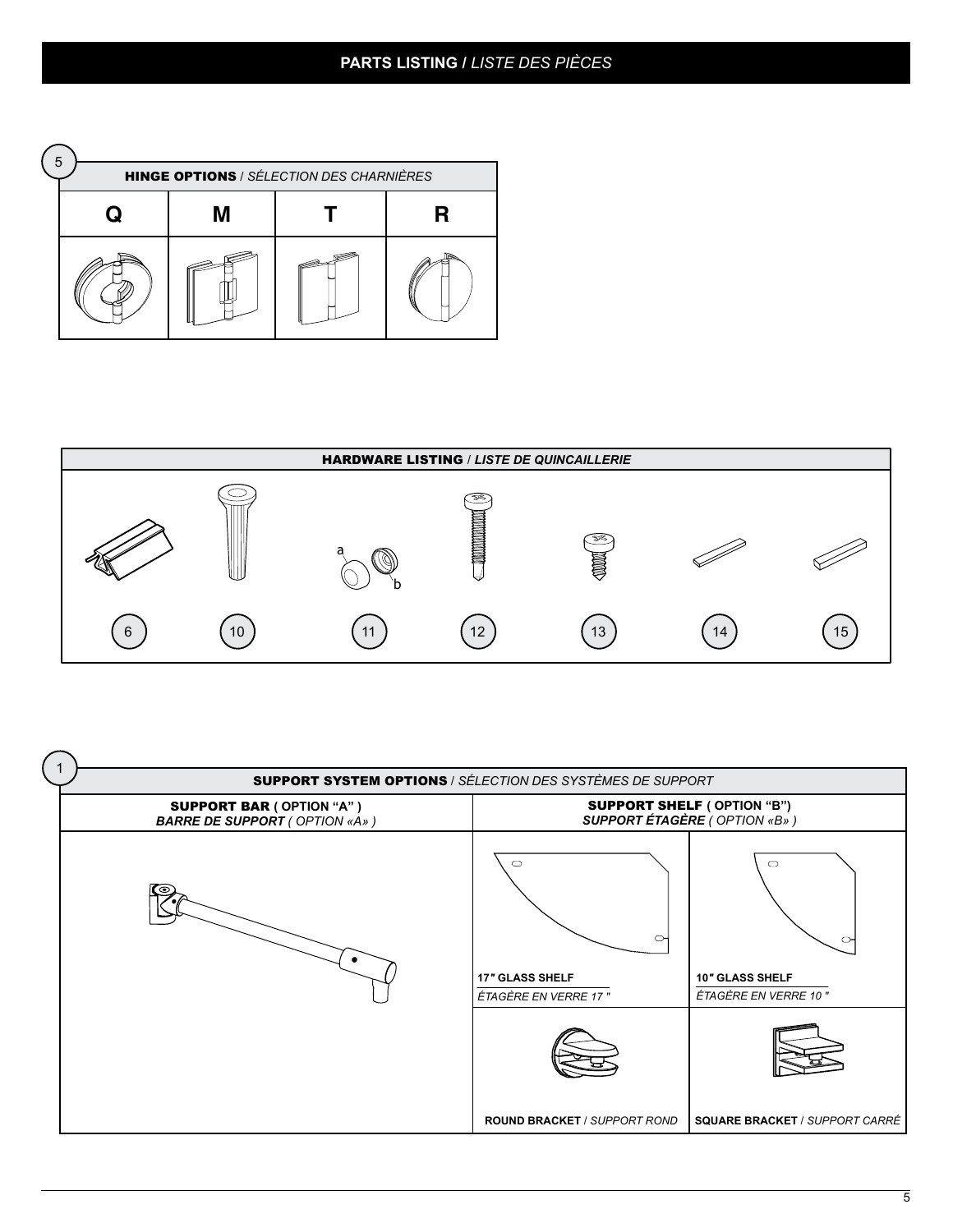# PARTS LISTING / *LISTE DES PIÈCES*

5

| HINGE OPTIONS / *SÉLECTION DES CHARNIÈRES* | | | |
|---|---|---|---|
| Q | M | T | R |

| HARDWARE LISTING / *LISTE DE QUINCAILLERIE* | | | | | | |
|---|---|---|---|---|---|---|
| 6 | 10 | 11 (a, b) | 12 | 13 | 14 | 15 |

1

| SUPPORT SYSTEM OPTIONS / *SÉLECTION DES SYSTÈMES DE SUPPORT* | | |
|---|---|---|
| **SUPPORT BAR ( OPTION "A" )** *BARRE DE SUPPORT ( OPTION «A» )* | **SUPPORT SHELF ( OPTION "B")** *SUPPORT ÉTAGÈRE ( OPTION «B» )* | |
| | **17" GLASS SHELF** *ÉTAGÈRE EN VERRE 17 "* | **10" GLASS SHELF** *ÉTAGÈRE EN VERRE 10 "* |
| | **ROUND BRACKET** / *SUPPORT ROND* | **SQUARE BRACKET** / *SUPPORT CARRÉ* |